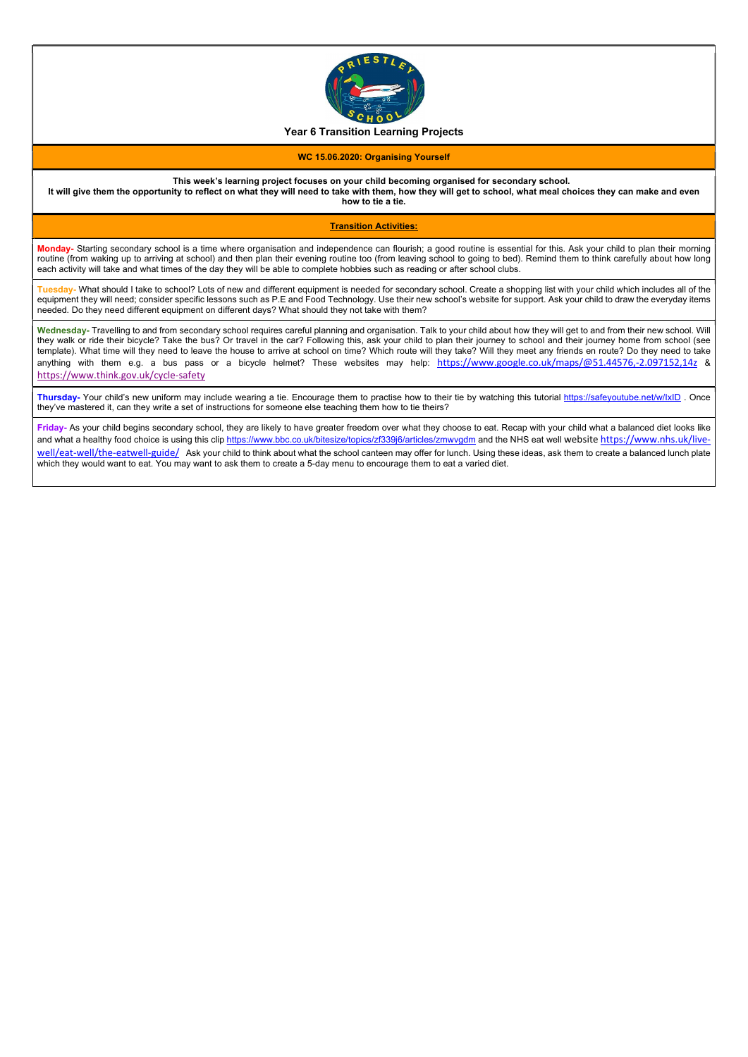# Year 6 Transition Learning Projects

**WC 15.06.2020: Organising Yourself**

**This week's learning project focuses on your child becoming organised for secondary school.**
**It will give them the opportunity to reflect on what they will need to take with them, how they will get to school, what meal choices they can make and even how to tie a tie.**

## Transition Activities:

**Monday-** Starting secondary school is a time where organisation and independence can flourish; a good routine is essential for this. Ask your child to plan their morning routine (from waking up to arriving at school) and then plan their evening routine too (from leaving school to going to bed). Remind them to think carefully about how long each activity will take and what times of the day they will be able to complete hobbies such as reading or after school clubs.

**Tuesday-** What should I take to school? Lots of new and different equipment is needed for secondary school. Create a shopping list with your child which includes all of the equipment they will need; consider specific lessons such as P.E and Food Technology. Use their new school's website for support. Ask your child to draw the everyday items needed. Do they need different equipment on different days? What should they not take with them?

**Wednesday-** Travelling to and from secondary school requires careful planning and organisation. Talk to your child about how they will get to and from their new school. Will they walk or ride their bicycle? Take the bus? Or travel in the car? Following this, ask your child to plan their journey to school and their journey home from school (see template). What time will they need to leave the house to arrive at school on time? Which route will they take? Will they meet any friends en route? Do they need to take anything with them e.g. a bus pass or a bicycle helmet? These websites may help: https://www.google.co.uk/maps/@51.44576,-2.097152,14z & https://www.think.gov.uk/cycle-safety

**Thursday-** Your child's new uniform may include wearing a tie. Encourage them to practise how to their tie by watching this tutorial https://safeyoutube.net/w/lxlD . Once they've mastered it, can they write a set of instructions for someone else teaching them how to tie theirs?

**Friday-** As your child begins secondary school, they are likely to have greater freedom over what they choose to eat. Recap with your child what a balanced diet looks like and what a healthy food choice is using this clip https://www.bbc.co.uk/bitesize/topics/zf339j6/articles/zmwvgdm and the NHS eat well website https://www.nhs.uk/live-well/eat-well/the-eatwell-guide/ Ask your child to think about what the school canteen may offer for lunch. Using these ideas, ask them to create a balanced lunch plate which they would want to eat. You may want to ask them to create a 5-day menu to encourage them to eat a varied diet.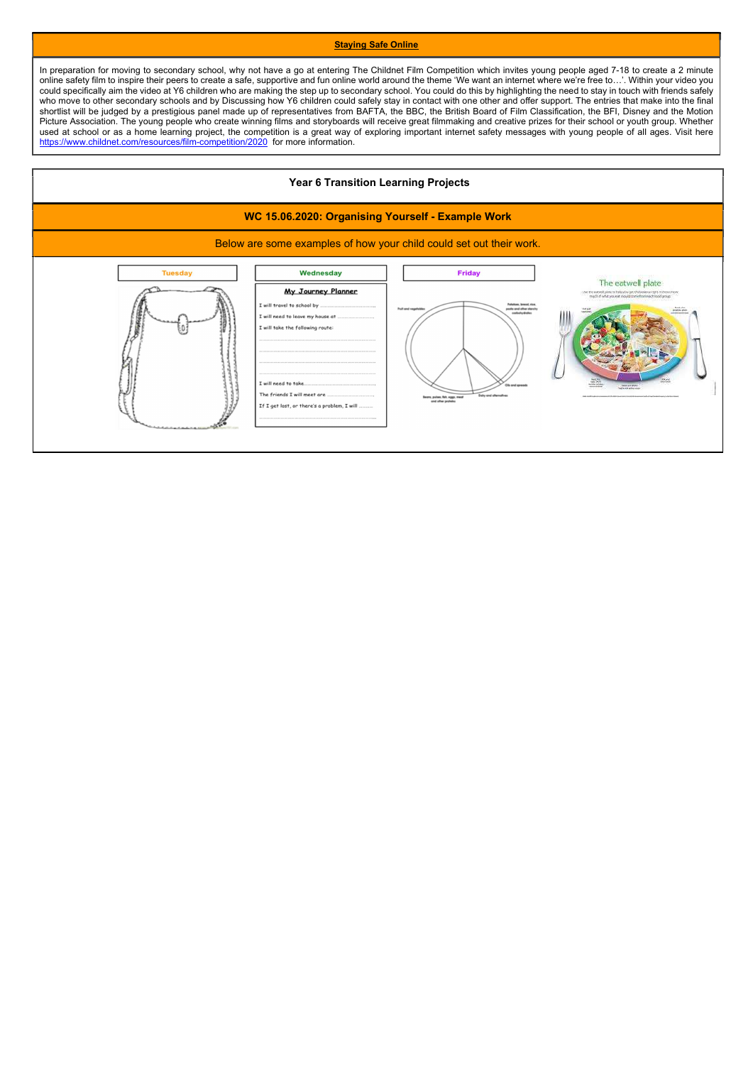## Staying Safe Online

In preparation for moving to secondary school, why not have a go at entering The Childnet Film Competition which invites young people aged 7-18 to create a 2 minute online safety film to inspire their peers to create a safe, supportive and fun online world around the theme 'We want an internet where we're free to…'. Within your video you could specifically aim the video at Y6 children who are making the step up to secondary school. You could do this by highlighting the need to stay in touch with friends safely who move to other secondary schools and by Discussing how Y6 children could safely stay in contact with one other and offer support. The entries that make into the final shortlist will be judged by a prestigious panel made up of representatives from BAFTA, the BBC, the British Board of Film Classification, the BFI, Disney and the Motion Picture Association. The young people who create winning films and storyboards will receive great filmmaking and creative prizes for their school or youth group. Whether used at school or as a home learning project, the competition is a great way of exploring important internet safety messages with young people of all ages. Visit here https://www.childnet.com/resources/film-competition/2020 for more information.

## Year 6 Transition Learning Projects

### WC 15.06.2020: Organising Yourself - Example Work

Below are some examples of how your child could set out their work.

**Tuesday**

**Wednesday**

**My Journey Planner**

I will travel to school by ……………………

I will need to leave my house at ……………………

I will take the following route:

……………………

……………………

……………………

……………………

I will need to take……………………

The friends I will meet are ……………………

If I get lost, or there's a problem, I will ……………………

……………………

**Friday**

Fruit and vegetables

Potatoes, bread, rice, pasta and other starchy carbohydrates

Oils and spreads

Dairy and alternatives

Beans, pulses, fish, eggs, meat and other proteins

The eatwell plate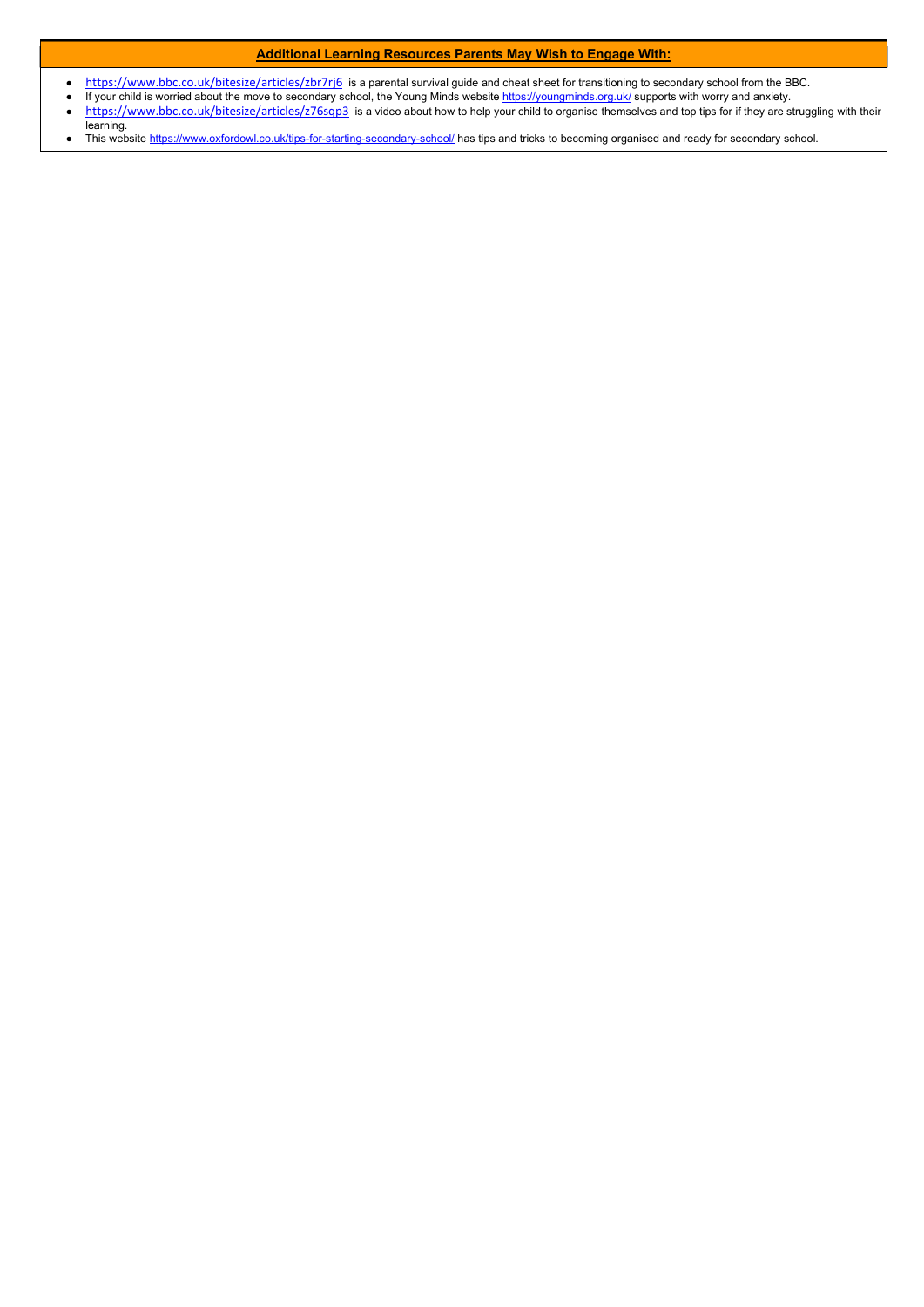## **Additional Learning Resources Parents May Wish to Engage With:**

- https://www.bbc.co.uk/bitesize/articles/zbr7rj6 is a parental survival guide and cheat sheet for transitioning to secondary school from the BBC.
- If your child is worried about the move to secondary school, the Young Minds website https://youngminds.org.uk/ supports with worry and anxiety.
- https://www.bbc.co.uk/bitesize/articles/z76sqp3 is a video about how to help your child to organise themselves and top tips for if they are struggling with their learning.
- This website https://www.oxfordowl.co.uk/tips-for-starting-secondary-school/ has tips and tricks to becoming organised and ready for secondary school.